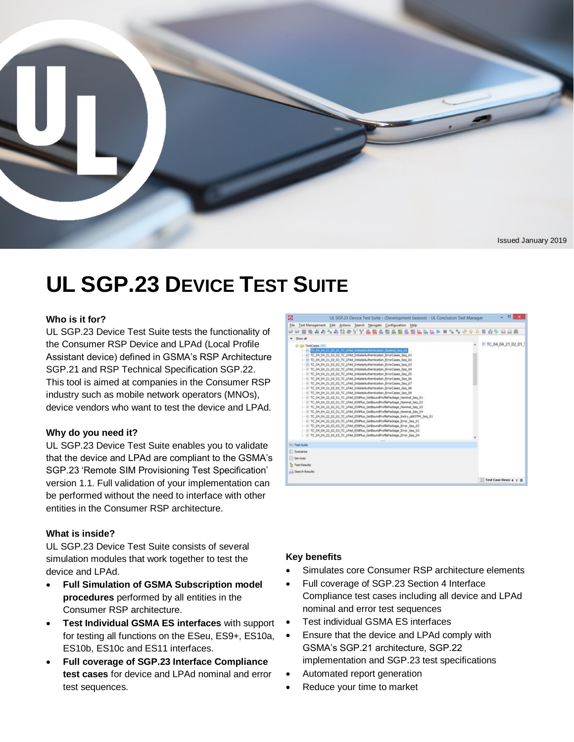Issued January 2019

# UL SGP.23 DEVICE TEST SUITE

### Who is it for?

UL SGP.23 Device Test Suite tests the functionality of the Consumer RSP Device and LPAd (Local Profile Assistant device) defined in GSMA's RSP Architecture SGP.21 and RSP Technical Specification SGP.22. This tool is aimed at companies in the Consumer RSP industry such as mobile network operators (MNOs), device vendors who want to test the device and LPAd.

### Why do you need it?

UL SGP.23 Device Test Suite enables you to validate that the device and LPAd are compliant to the GSMA's SGP.23 'Remote SIM Provisioning Test Specification' version 1.1. Full validation of your implementation can be performed without the need to interface with other entities in the Consumer RSP architecture.

### What is inside?

UL SGP.23 Device Test Suite consists of several simulation modules that work together to test the device and LPAd.

- **Full Simulation of GSMA Subscription model procedures** performed by all entities in the Consumer RSP architecture.
- **Test Individual GSMA ES interfaces** with support for testing all functions on the ESeu, ES9+, ES10a, ES10b, ES10c and ES11 interfaces.
- **Full coverage of SGP.23 Interface Compliance test cases** for device and LPAd nominal and error test sequences.

### Key benefits

- Simulates core Consumer RSP architecture elements
- Full coverage of SGP.23 Section 4 Interface Compliance test cases including all device and LPAd nominal and error test sequences
- Test individual GSMA ES interfaces
- Ensure that the device and LPAd comply with GSMA's SGP.21 architecture, SGP.22 implementation and SGP.23 test specifications
- Automated report generation
- Reduce your time to market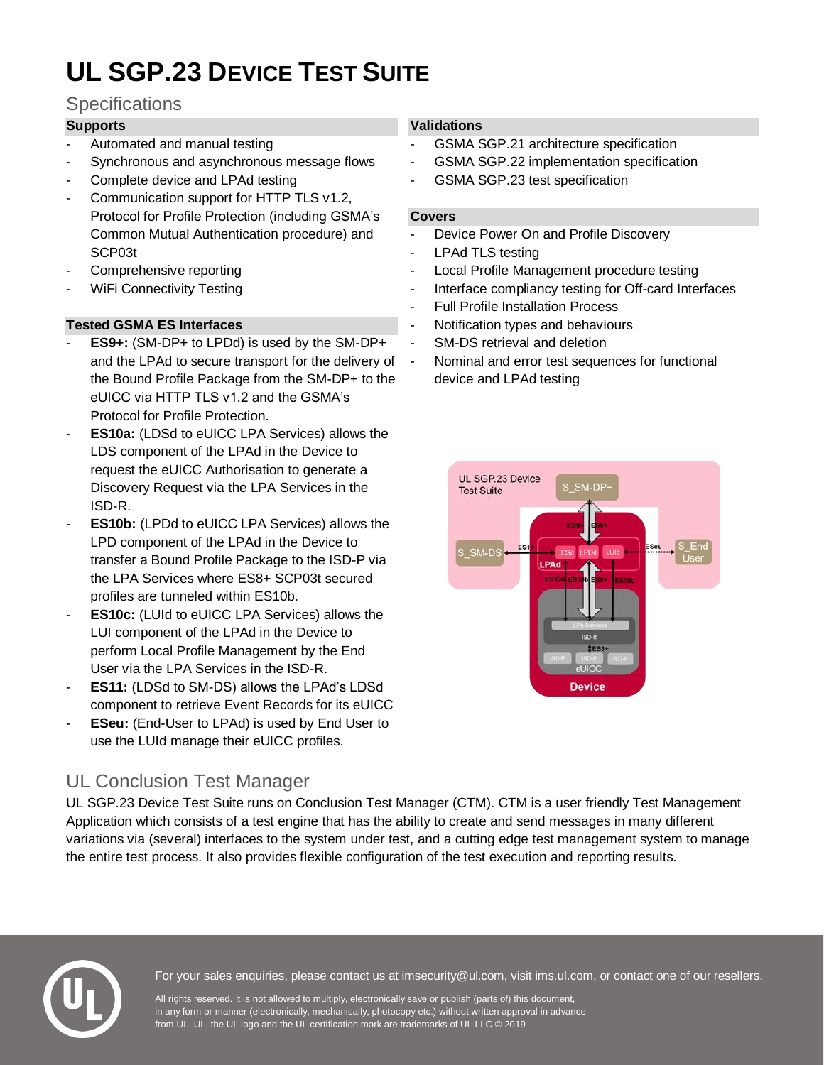# UL SGP.23 DEVICE TEST SUITE

## Specifications

### Supports

- Automated and manual testing
- Synchronous and asynchronous message flows
- Complete device and LPAd testing
- Communication support for HTTP TLS v1.2, Protocol for Profile Protection (including GSMA's Common Mutual Authentication procedure) and SCP03t
- Comprehensive reporting
- WiFi Connectivity Testing

### Tested GSMA ES Interfaces

- **ES9+:** (SM-DP+ to LPDd) is used by the SM-DP+ and the LPAd to secure transport for the delivery of the Bound Profile Package from the SM-DP+ to the eUICC via HTTP TLS v1.2 and the GSMA's Protocol for Profile Protection.
- **ES10a:** (LDSd to eUICC LPA Services) allows the LDS component of the LPAd in the Device to request the eUICC Authorisation to generate a Discovery Request via the LPA Services in the ISD-R.
- **ES10b:** (LPDd to eUICC LPA Services) allows the LPD component of the LPAd in the Device to transfer a Bound Profile Package to the ISD-P via the LPA Services where ES8+ SCP03t secured profiles are tunneled within ES10b.
- **ES10c:** (LUId to eUICC LPA Services) allows the LUI component of the LPAd in the Device to perform Local Profile Management by the End User via the LPA Services in the ISD-R.
- **ES11:** (LDSd to SM-DS) allows the LPAd's LDSd component to retrieve Event Records for its eUICC
- **ESeu:** (End-User to LPAd) is used by End User to use the LUId manage their eUICC profiles.

### Validations

- GSMA SGP.21 architecture specification
- GSMA SGP.22 implementation specification
- GSMA SGP.23 test specification

### Covers

- Device Power On and Profile Discovery
- LPAd TLS testing
- Local Profile Management procedure testing
- Interface compliancy testing for Off-card Interfaces
- Full Profile Installation Process
- Notification types and behaviours
- SM-DS retrieval and deletion
- Nominal and error test sequences for functional device and LPAd testing

UL SGP.23 Device Test Suite
S_SM-DP+
S_SM-DS
S_End User
ES9+ ES8+
ES11
ESeu
LDSd LPDd LUId
LPAd
ES10a ES10b ES8+ ES10c
LPA Services
ISD-R
ES8+
ISD-P ISD-P ISD-P
eUICC
Device

## UL Conclusion Test Manager

UL SGP.23 Device Test Suite runs on Conclusion Test Manager (CTM). CTM is a user friendly Test Management Application which consists of a test engine that has the ability to create and send messages in many different variations via (several) interfaces to the system under test, and a cutting edge test management system to manage the entire test process. It also provides flexible configuration of the test execution and reporting results.

For your sales enquiries, please contact us at imsecurity@ul.com, visit ims.ul.com, or contact one of our resellers.

All rights reserved. It is not allowed to multiply, electronically save or publish (parts of) this document, in any form or manner (electronically, mechanically, photocopy etc.) without written approval in advance from UL. UL, the UL logo and the UL certification mark are trademarks of UL LLC © 2019